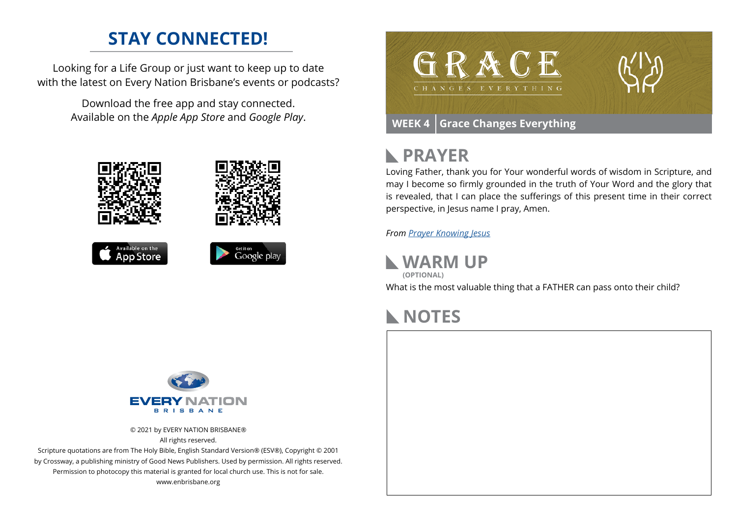# STAY CONNECTED!

Looking for a Life Group or just want to keep up to date with the latest on Every Nation Brisbane's events or podcasts?

Download the free app and stay connected. Available on the *Apple App Store* and *Google Play*.

Available on the App Store

Get it on Google play

EVERY NATION BRISBANE

© 2021 by EVERY NATION BRISBANE®
All rights reserved.
Scripture quotations are from The Holy Bible, English Standard Version® (ESV®), Copyright © 2001 by Crossway, a publishing ministry of Good News Publishers. Used by permission. All rights reserved.
Permission to photocopy this material is granted for local church use. This is not for sale.
www.enbrisbane.org

# GRACE
CHANGES EVERYTHING

**WEEK 4** | **Grace Changes Everything**

## PRAYER

Loving Father, thank you for Your wonderful words of wisdom in Scripture, and may I become so firmly grounded in the truth of Your Word and the glory that is revealed, that I can place the sufferings of this present time in their correct perspective, in Jesus name I pray, Amen.

*From Prayer Knowing Jesus*

## WARM UP
**(OPTIONAL)**

What is the most valuable thing that a FATHER can pass onto their child?

## NOTES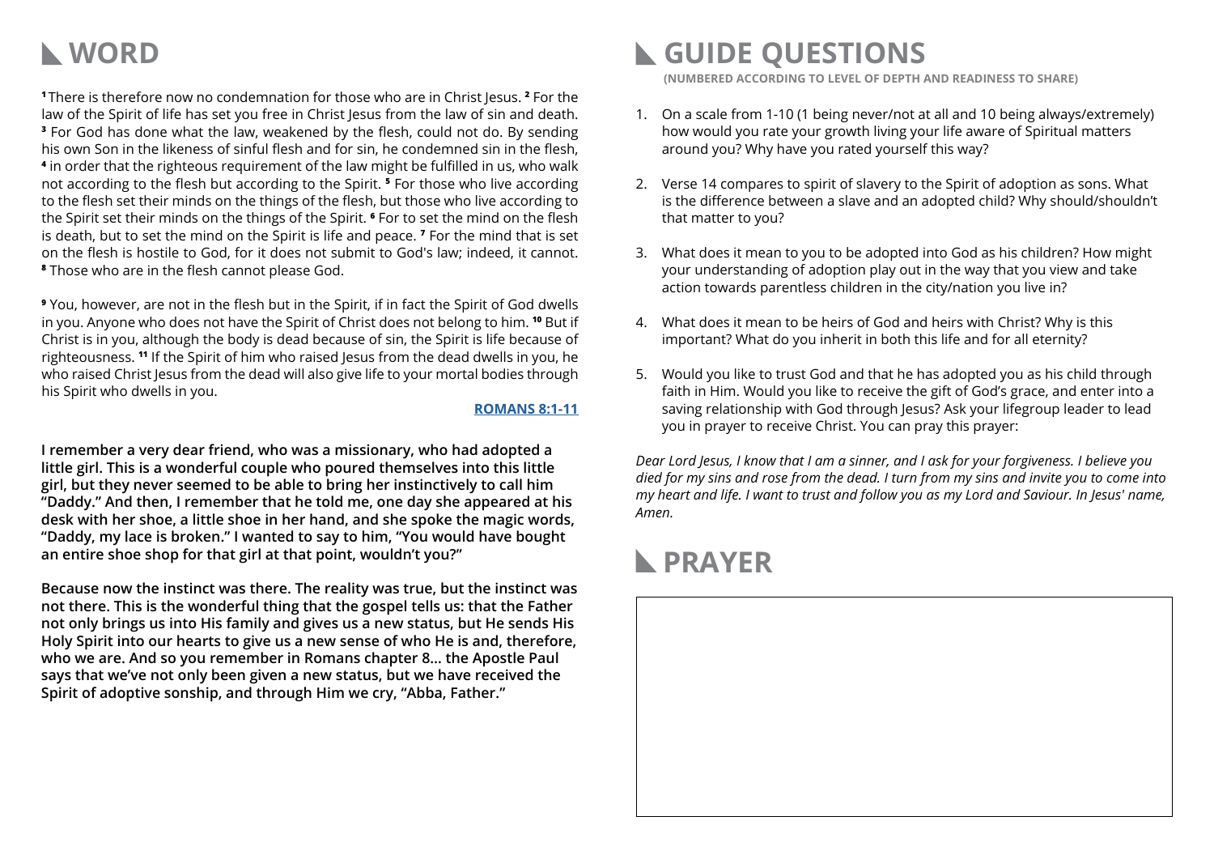# WORD

[1] There is therefore now no condemnation for those who are in Christ Jesus. [2] For the law of the Spirit of life has set you free in Christ Jesus from the law of sin and death. [3] For God has done what the law, weakened by the flesh, could not do. By sending his own Son in the likeness of sinful flesh and for sin, he condemned sin in the flesh, [4] in order that the righteous requirement of the law might be fulfilled in us, who walk not according to the flesh but according to the Spirit. [5] For those who live according to the flesh set their minds on the things of the flesh, but those who live according to the Spirit set their minds on the things of the Spirit. [6] For to set the mind on the flesh is death, but to set the mind on the Spirit is life and peace. [7] For the mind that is set on the flesh is hostile to God, for it does not submit to God's law; indeed, it cannot. [8] Those who are in the flesh cannot please God.

[9] You, however, are not in the flesh but in the Spirit, if in fact the Spirit of God dwells in you. Anyone who does not have the Spirit of Christ does not belong to him. [10] But if Christ is in you, although the body is dead because of sin, the Spirit is life because of righteousness. [11] If the Spirit of him who raised Jesus from the dead dwells in you, he who raised Christ Jesus from the dead will also give life to your mortal bodies through his Spirit who dwells in you.

**ROMANS 8:1-11**

**I remember a very dear friend, who was a missionary, who had adopted a little girl. This is a wonderful couple who poured themselves into this little girl, but they never seemed to be able to bring her instinctively to call him "Daddy." And then, I remember that he told me, one day she appeared at his desk with her shoe, a little shoe in her hand, and she spoke the magic words, "Daddy, my lace is broken." I wanted to say to him, "You would have bought an entire shoe shop for that girl at that point, wouldn't you?"**

**Because now the instinct was there. The reality was true, but the instinct was not there. This is the wonderful thing that the gospel tells us: that the Father not only brings us into His family and gives us a new status, but He sends His Holy Spirit into our hearts to give us a new sense of who He is and, therefore, who we are. And so you remember in Romans chapter 8… the Apostle Paul says that we've not only been given a new status, but we have received the Spirit of adoptive sonship, and through Him we cry, "Abba, Father."**

# GUIDE QUESTIONS

**(NUMBERED ACCORDING TO LEVEL OF DEPTH AND READINESS TO SHARE)**

1. On a scale from 1-10 (1 being never/not at all and 10 being always/extremely) how would you rate your growth living your life aware of Spiritual matters around you? Why have you rated yourself this way?

2. Verse 14 compares to spirit of slavery to the Spirit of adoption as sons. What is the difference between a slave and an adopted child? Why should/shouldn't that matter to you?

3. What does it mean to you to be adopted into God as his children? How might your understanding of adoption play out in the way that you view and take action towards parentless children in the city/nation you live in?

4. What does it mean to be heirs of God and heirs with Christ? Why is this important? What do you inherit in both this life and for all eternity?

5. Would you like to trust God and that he has adopted you as his child through faith in Him. Would you like to receive the gift of God's grace, and enter into a saving relationship with God through Jesus? Ask your lifegroup leader to lead you in prayer to receive Christ. You can pray this prayer:

*Dear Lord Jesus, I know that I am a sinner, and I ask for your forgiveness. I believe you died for my sins and rose from the dead. I turn from my sins and invite you to come into my heart and life. I want to trust and follow you as my Lord and Saviour. In Jesus' name, Amen.*

# PRAYER